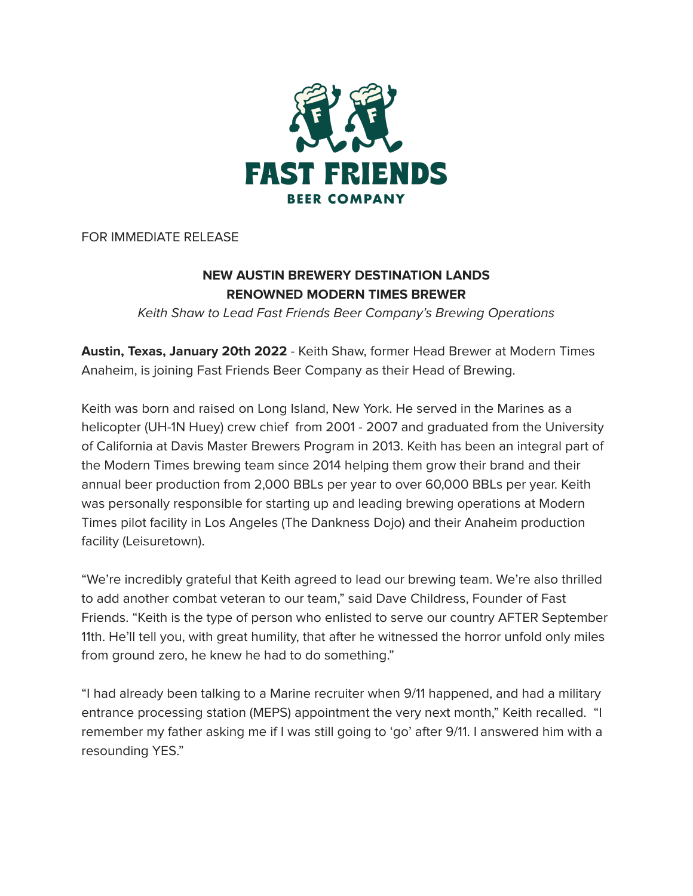FAST FRIENDS
BEER COMPANY

FOR IMMEDIATE RELEASE

## NEW AUSTIN BREWERY DESTINATION LANDS RENOWNED MODERN TIMES BREWER

*Keith Shaw to Lead Fast Friends Beer Company's Brewing Operations*

**Austin, Texas, January 20th 2022** - Keith Shaw, former Head Brewer at Modern Times Anaheim, is joining Fast Friends Beer Company as their Head of Brewing.

Keith was born and raised on Long Island, New York. He served in the Marines as a helicopter (UH-1N Huey) crew chief from 2001 - 2007 and graduated from the University of California at Davis Master Brewers Program in 2013. Keith has been an integral part of the Modern Times brewing team since 2014 helping them grow their brand and their annual beer production from 2,000 BBLs per year to over 60,000 BBLs per year. Keith was personally responsible for starting up and leading brewing operations at Modern Times pilot facility in Los Angeles (The Dankness Dojo) and their Anaheim production facility (Leisuretown).

"We're incredibly grateful that Keith agreed to lead our brewing team. We're also thrilled to add another combat veteran to our team," said Dave Childress, Founder of Fast Friends. "Keith is the type of person who enlisted to serve our country AFTER September 11th. He'll tell you, with great humility, that after he witnessed the horror unfold only miles from ground zero, he knew he had to do something."

"I had already been talking to a Marine recruiter when 9/11 happened, and had a military entrance processing station (MEPS) appointment the very next month," Keith recalled. "I remember my father asking me if I was still going to 'go' after 9/11. I answered him with a resounding YES."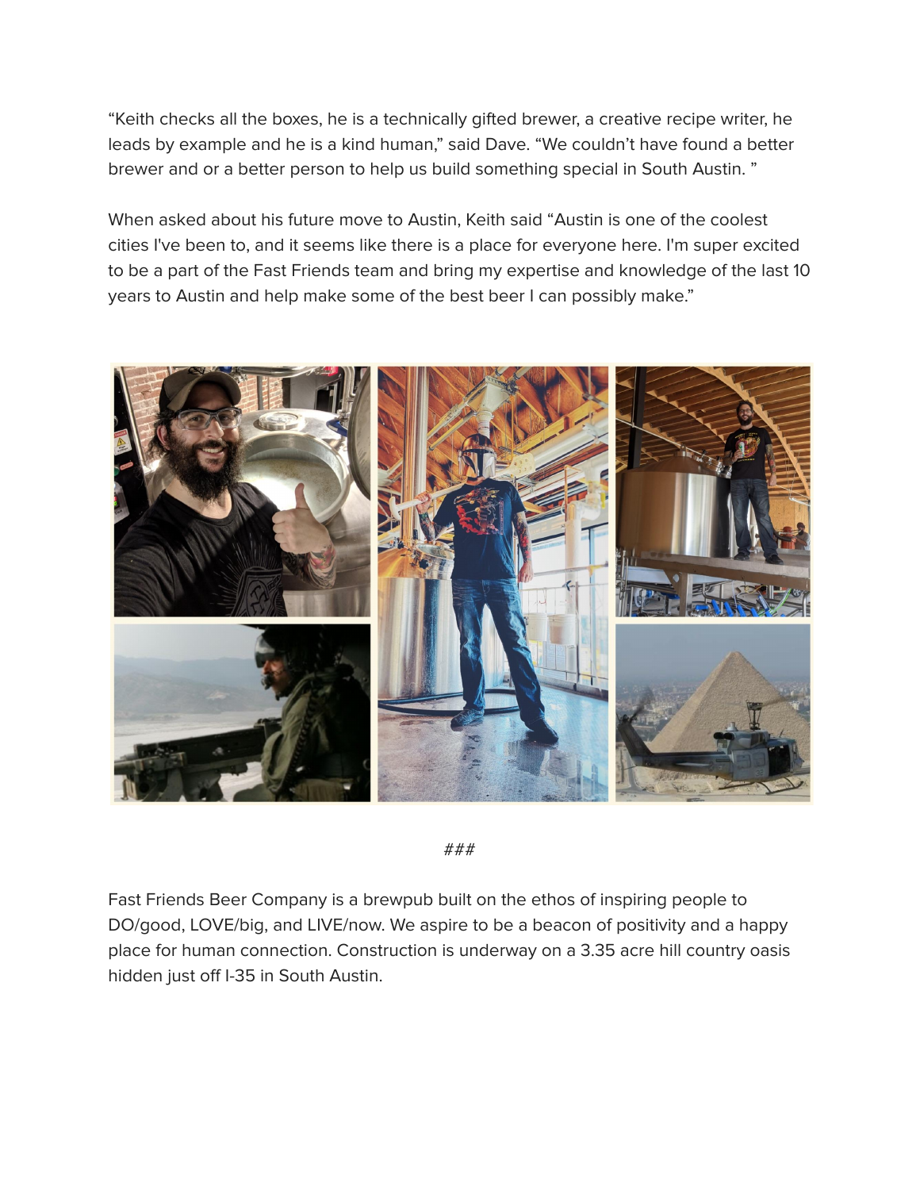“Keith checks all the boxes, he is a technically gifted brewer, a creative recipe writer, he leads by example and he is a kind human,” said Dave. “We couldn’t have found a better brewer and or a better person to help us build something special in South Austin. ”

When asked about his future move to Austin, Keith said “Austin is one of the coolest cities I've been to, and it seems like there is a place for everyone here. I'm super excited to be a part of the Fast Friends team and bring my expertise and knowledge of the last 10 years to Austin and help make some of the best beer I can possibly make.”

###

Fast Friends Beer Company is a brewpub built on the ethos of inspiring people to DO/good, LOVE/big, and LIVE/now. We aspire to be a beacon of positivity and a happy place for human connection. Construction is underway on a 3.35 acre hill country oasis hidden just off I-35 in South Austin.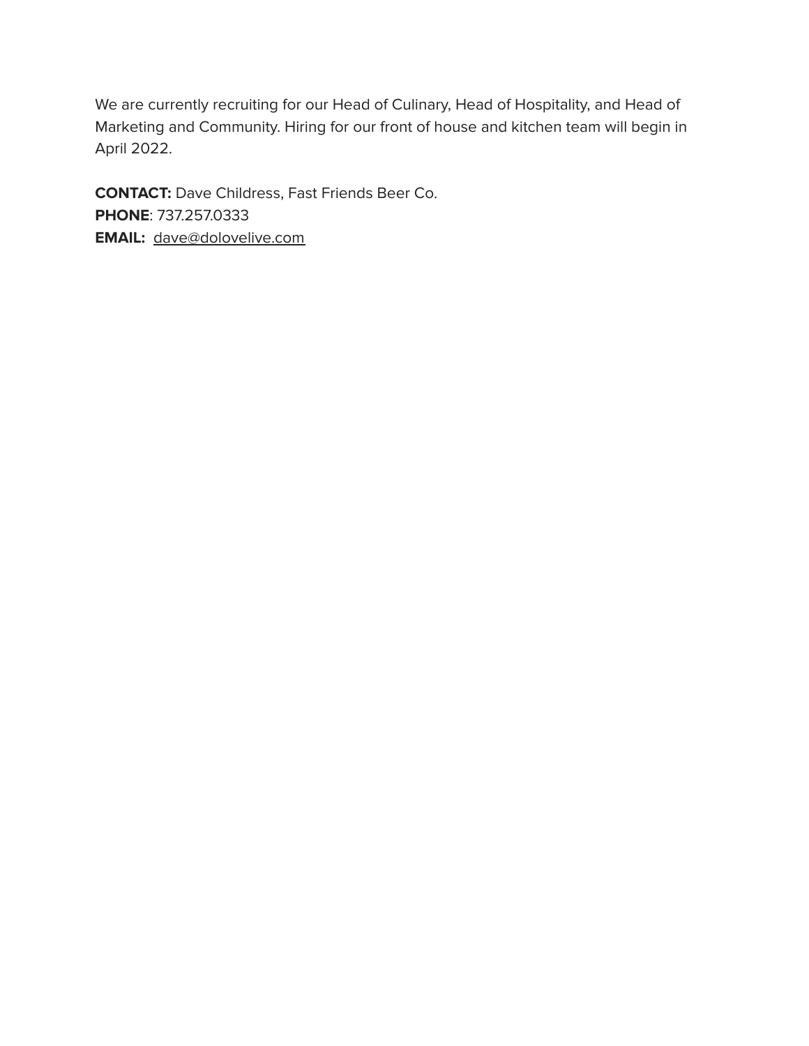We are currently recruiting for our Head of Culinary, Head of Hospitality, and Head of Marketing and Community. Hiring for our front of house and kitchen team will begin in April 2022.

**CONTACT:** Dave Childress, Fast Friends Beer Co.
**PHONE**: 737.257.0333
**EMAIL:** dave@dolovelive.com